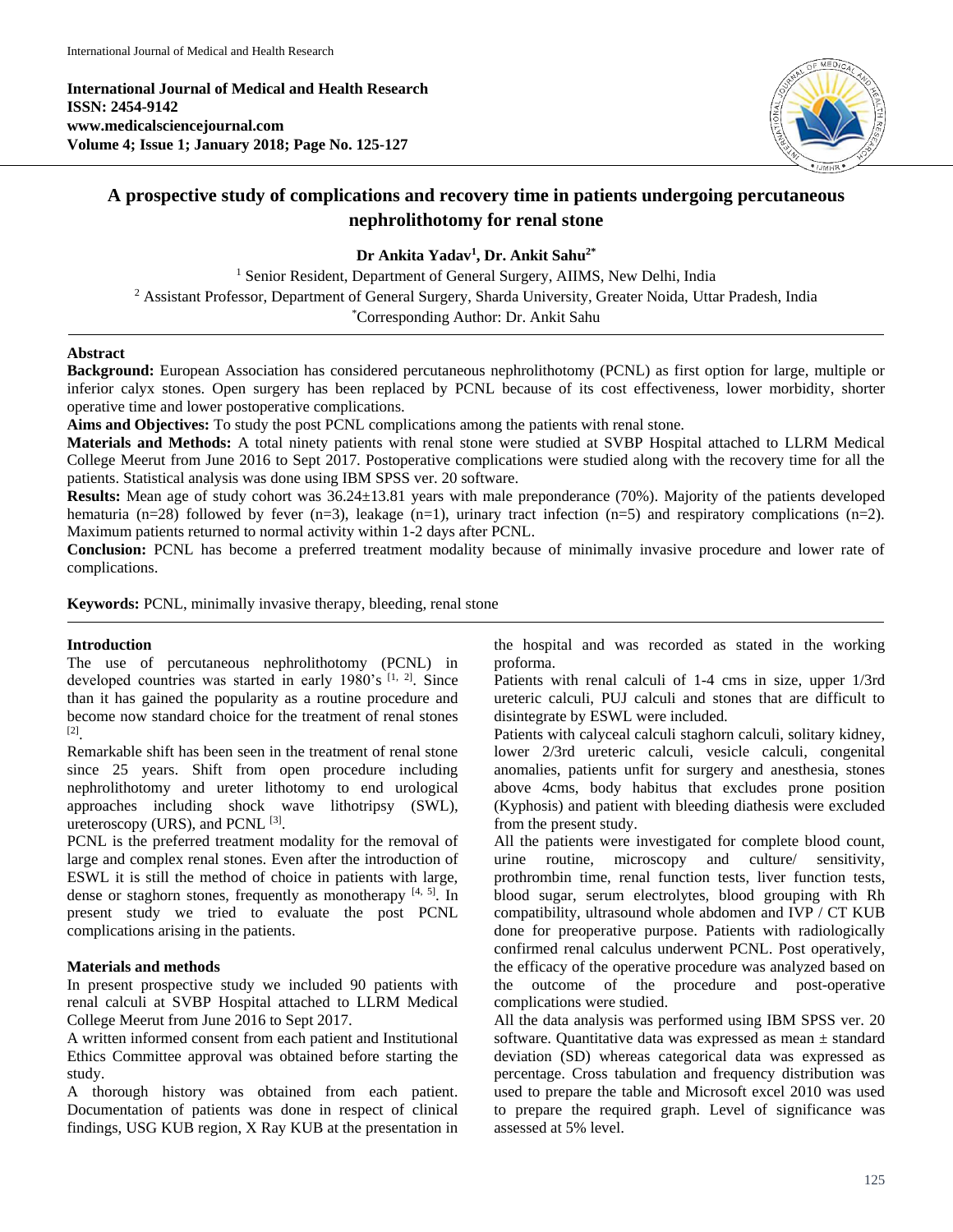# A prospective study of complications and recovery time in patients undergoing percutaneous nephrolithotomy for renal stone

**Dr Ankita Yadav[1], Dr. Ankit Sahu[2*]**

[1] Senior Resident, Department of General Surgery, AIIMS, New Delhi, India
[2] Assistant Professor, Department of General Surgery, Sharda University, Greater Noida, Uttar Pradesh, India
[*]Corresponding Author: Dr. Ankit Sahu

## Abstract

**Background:** European Association has considered percutaneous nephrolithotomy (PCNL) as first option for large, multiple or inferior calyx stones. Open surgery has been replaced by PCNL because of its cost effectiveness, lower morbidity, shorter operative time and lower postoperative complications.

**Aims and Objectives:** To study the post PCNL complications among the patients with renal stone.

**Materials and Methods:** A total ninety patients with renal stone were studied at SVBP Hospital attached to LLRM Medical College Meerut from June 2016 to Sept 2017. Postoperative complications were studied along with the recovery time for all the patients. Statistical analysis was done using IBM SPSS ver. 20 software.

**Results:** Mean age of study cohort was 36.24±13.81 years with male preponderance (70%). Majority of the patients developed hematuria (n=28) followed by fever (n=3), leakage (n=1), urinary tract infection (n=5) and respiratory complications (n=2). Maximum patients returned to normal activity within 1-2 days after PCNL.

**Conclusion:** PCNL has become a preferred treatment modality because of minimally invasive procedure and lower rate of complications.

**Keywords:** PCNL, minimally invasive therapy, bleeding, renal stone

## Introduction

The use of percutaneous nephrolithotomy (PCNL) in developed countries was started in early 1980's [1, 2]. Since than it has gained the popularity as a routine procedure and become now standard choice for the treatment of renal stones [2].

Remarkable shift has been seen in the treatment of renal stone since 25 years. Shift from open procedure including nephrolithotomy and ureter lithotomy to end urological approaches including shock wave lithotripsy (SWL), ureteroscopy (URS), and PCNL [3].

PCNL is the preferred treatment modality for the removal of large and complex renal stones. Even after the introduction of ESWL it is still the method of choice in patients with large, dense or staghorn stones, frequently as monotherapy [4, 5]. In present study we tried to evaluate the post PCNL complications arising in the patients.

## Materials and methods

In present prospective study we included 90 patients with renal calculi at SVBP Hospital attached to LLRM Medical College Meerut from June 2016 to Sept 2017.

A written informed consent from each patient and Institutional Ethics Committee approval was obtained before starting the study.

A thorough history was obtained from each patient. Documentation of patients was done in respect of clinical findings, USG KUB region, X Ray KUB at the presentation in the hospital and was recorded as stated in the working proforma.

Patients with renal calculi of 1-4 cms in size, upper 1/3rd ureteric calculi, PUJ calculi and stones that are difficult to disintegrate by ESWL were included.

Patients with calyceal calculi staghorn calculi, solitary kidney, lower 2/3rd ureteric calculi, vesicle calculi, congenital anomalies, patients unfit for surgery and anesthesia, stones above 4cms, body habitus that excludes prone position (Kyphosis) and patient with bleeding diathesis were excluded from the present study.

All the patients were investigated for complete blood count, urine routine, microscopy and culture/ sensitivity, prothrombin time, renal function tests, liver function tests, blood sugar, serum electrolytes, blood grouping with Rh compatibility, ultrasound whole abdomen and IVP / CT KUB done for preoperative purpose. Patients with radiologically confirmed renal calculus underwent PCNL. Post operatively, the efficacy of the operative procedure was analyzed based on the outcome of the procedure and post-operative complications were studied.

All the data analysis was performed using IBM SPSS ver. 20 software. Quantitative data was expressed as mean ± standard deviation (SD) whereas categorical data was expressed as percentage. Cross tabulation and frequency distribution was used to prepare the table and Microsoft excel 2010 was used to prepare the required graph. Level of significance was assessed at 5% level.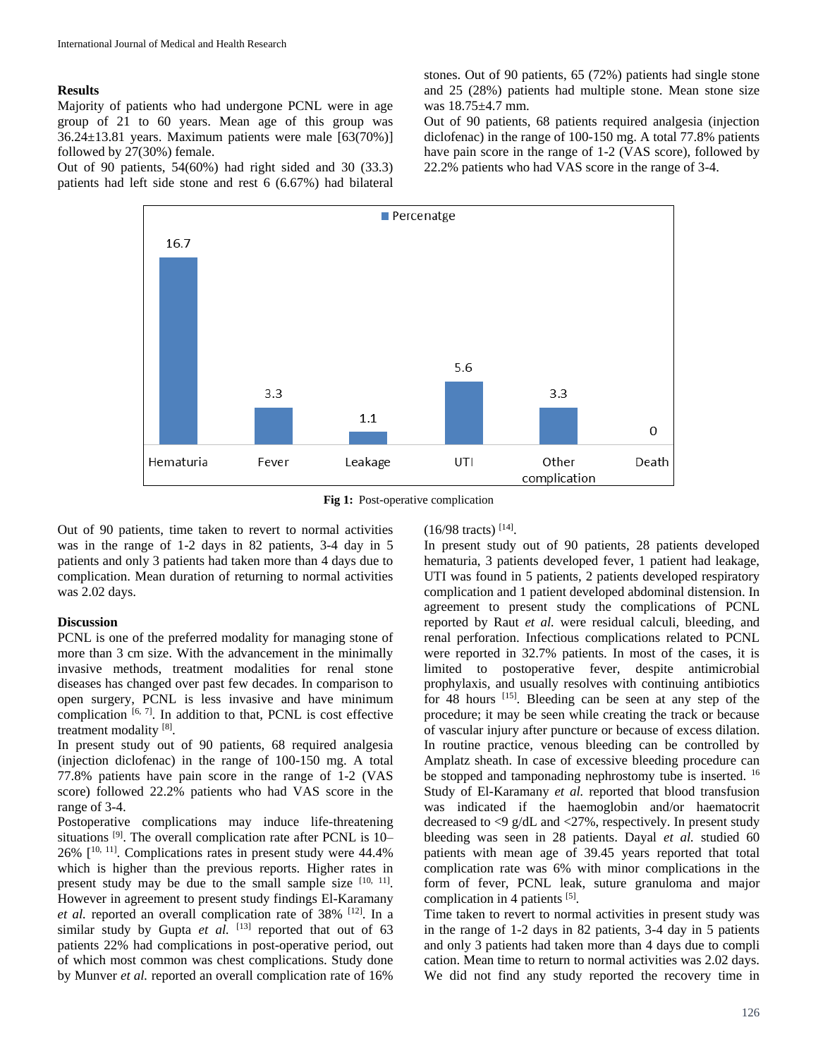## Results

Majority of patients who had undergone PCNL were in age group of 21 to 60 years. Mean age of this group was 36.24±13.81 years. Maximum patients were male [63(70%)] followed by 27(30%) female.

Out of 90 patients, 54(60%) had right sided and 30 (33.3) patients had left side stone and rest 6 (6.67%) had bilateral stones. Out of 90 patients, 65 (72%) patients had single stone and 25 (28%) patients had multiple stone. Mean stone size was 18.75±4.7 mm.

Out of 90 patients, 68 patients required analgesia (injection diclofenac) in the range of 100-150 mg. A total 77.8% patients have pain score in the range of 1-2 (VAS score), followed by 22.2% patients who had VAS score in the range of 3-4.

| | Percenatge |
|---|---|
| Hematuria | 16.7 |
| Fever | 3.3 |
| Leakage | 1.1 |
| UTI | 5.6 |
| Other complication | 3.3 |
| Death | 0 |

**Fig 1:** Post-operative complication

Out of 90 patients, time taken to revert to normal activities was in the range of 1-2 days in 82 patients, 3-4 day in 5 patients and only 3 patients had taken more than 4 days due to complication. Mean duration of returning to normal activities was 2.02 days.

## Discussion

PCNL is one of the preferred modality for managing stone of more than 3 cm size. With the advancement in the minimally invasive methods, treatment modalities for renal stone diseases has changed over past few decades. In comparison to open surgery, PCNL is less invasive and have minimum complication [6, 7]. In addition to that, PCNL is cost effective treatment modality [8].

In present study out of 90 patients, 68 required analgesia (injection diclofenac) in the range of 100-150 mg. A total 77.8% patients have pain score in the range of 1-2 (VAS score) followed 22.2% patients who had VAS score in the range of 3-4.

Postoperative complications may induce life-threatening situations [9]. The overall complication rate after PCNL is 10–26% [10, 11]. Complications rates in present study were 44.4% which is higher than the previous reports. Higher rates in present study may be due to the small sample size [10, 11]. However in agreement to present study findings El-Karamany *et al.* reported an overall complication rate of 38% [12]. In a similar study by Gupta *et al.* [13] reported that out of 63 patients 22% had complications in post-operative period, out of which most common was chest complications. Study done by Munver *et al.* reported an overall complication rate of 16% (16/98 tracts) [14].

In present study out of 90 patients, 28 patients developed hematuria, 3 patients developed fever, 1 patient had leakage, UTI was found in 5 patients, 2 patients developed respiratory complication and 1 patient developed abdominal distension. In agreement to present study the complications of PCNL reported by Raut *et al.* were residual calculi, bleeding, and renal perforation. Infectious complications related to PCNL were reported in 32.7% patients. In most of the cases, it is limited to postoperative fever, despite antimicrobial prophylaxis, and usually resolves with continuing antibiotics for 48 hours [15]. Bleeding can be seen at any step of the procedure; it may be seen while creating the track or because of vascular injury after puncture or because of excess dilation. In routine practice, venous bleeding can be controlled by Amplatz sheath. In case of excessive bleeding procedure can be stopped and tamponading nephrostomy tube is inserted. [16]

Study of El-Karamany *et al.* reported that blood transfusion was indicated if the haemoglobin and/or haematocrit decreased to <9 g/dL and <27%, respectively. In present study bleeding was seen in 28 patients. Dayal *et al.* studied 60 patients with mean age of 39.45 years reported that total complication rate was 6% with minor complications in the form of fever, PCNL leak, suture granuloma and major complication in 4 patients [5].

Time taken to revert to normal activities in present study was in the range of 1-2 days in 82 patients, 3-4 day in 5 patients and only 3 patients had taken more than 4 days due to complication. Mean time to return to normal activities was 2.02 days. We did not find any study reported the recovery time in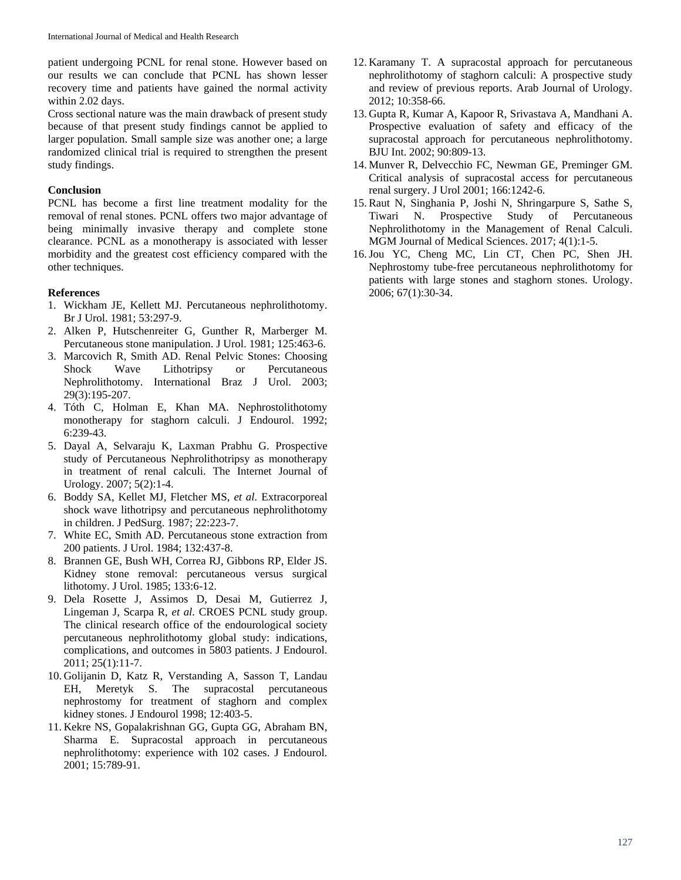patient undergoing PCNL for renal stone. However based on our results we can conclude that PCNL has shown lesser recovery time and patients have gained the normal activity within 2.02 days.

Cross sectional nature was the main drawback of present study because of that present study findings cannot be applied to larger population. Small sample size was another one; a large randomized clinical trial is required to strengthen the present study findings.

## Conclusion

PCNL has become a first line treatment modality for the removal of renal stones. PCNL offers two major advantage of being minimally invasive therapy and complete stone clearance. PCNL as a monotherapy is associated with lesser morbidity and the greatest cost efficiency compared with the other techniques.

## References

1. Wickham JE, Kellett MJ. Percutaneous nephrolithotomy. Br J Urol. 1981; 53:297-9.
2. Alken P, Hutschenreiter G, Gunther R, Marberger M. Percutaneous stone manipulation. J Urol. 1981; 125:463-6.
3. Marcovich R, Smith AD. Renal Pelvic Stones: Choosing Shock Wave Lithotripsy or Percutaneous Nephrolithotomy. International Braz J Urol. 2003; 29(3):195-207.
4. Tóth C, Holman E, Khan MA. Nephrostolithotomy monotherapy for staghorn calculi. J Endourol. 1992; 6:239-43.
5. Dayal A, Selvaraju K, Laxman Prabhu G. Prospective study of Percutaneous Nephrolithotripsy as monotherapy in treatment of renal calculi. The Internet Journal of Urology. 2007; 5(2):1-4.
6. Boddy SA, Kellet MJ, Fletcher MS, *et al.* Extracorporeal shock wave lithotripsy and percutaneous nephrolithotomy in children. J PedSurg. 1987; 22:223-7.
7. White EC, Smith AD. Percutaneous stone extraction from 200 patients. J Urol. 1984; 132:437-8.
8. Brannen GE, Bush WH, Correa RJ, Gibbons RP, Elder JS. Kidney stone removal: percutaneous versus surgical lithotomy. J Urol. 1985; 133:6-12.
9. Dela Rosette J, Assimos D, Desai M, Gutierrez J, Lingeman J, Scarpa R, *et al.* CROES PCNL study group. The clinical research office of the endourological society percutaneous nephrolithotomy global study: indications, complications, and outcomes in 5803 patients. J Endourol. 2011; 25(1):11-7.
10. Golijanin D, Katz R, Verstanding A, Sasson T, Landau EH, Meretyk S. The supracostal percutaneous nephrostomy for treatment of staghorn and complex kidney stones. J Endourol 1998; 12:403-5.
11. Kekre NS, Gopalakrishnan GG, Gupta GG, Abraham BN, Sharma E. Supracostal approach in percutaneous nephrolithotomy: experience with 102 cases. J Endourol. 2001; 15:789-91.
12. Karamany T. A supracostal approach for percutaneous nephrolithotomy of staghorn calculi: A prospective study and review of previous reports. Arab Journal of Urology. 2012; 10:358-66.
13. Gupta R, Kumar A, Kapoor R, Srivastava A, Mandhani A. Prospective evaluation of safety and efficacy of the supracostal approach for percutaneous nephrolithotomy. BJU Int. 2002; 90:809-13.
14. Munver R, Delvecchio FC, Newman GE, Preminger GM. Critical analysis of supracostal access for percutaneous renal surgery. J Urol 2001; 166:1242-6.
15. Raut N, Singhania P, Joshi N, Shringarpure S, Sathe S, Tiwari N. Prospective Study of Percutaneous Nephrolithotomy in the Management of Renal Calculi. MGM Journal of Medical Sciences. 2017; 4(1):1-5.
16. Jou YC, Cheng MC, Lin CT, Chen PC, Shen JH. Nephrostomy tube-free percutaneous nephrolithotomy for patients with large stones and staghorn stones. Urology. 2006; 67(1):30-34.